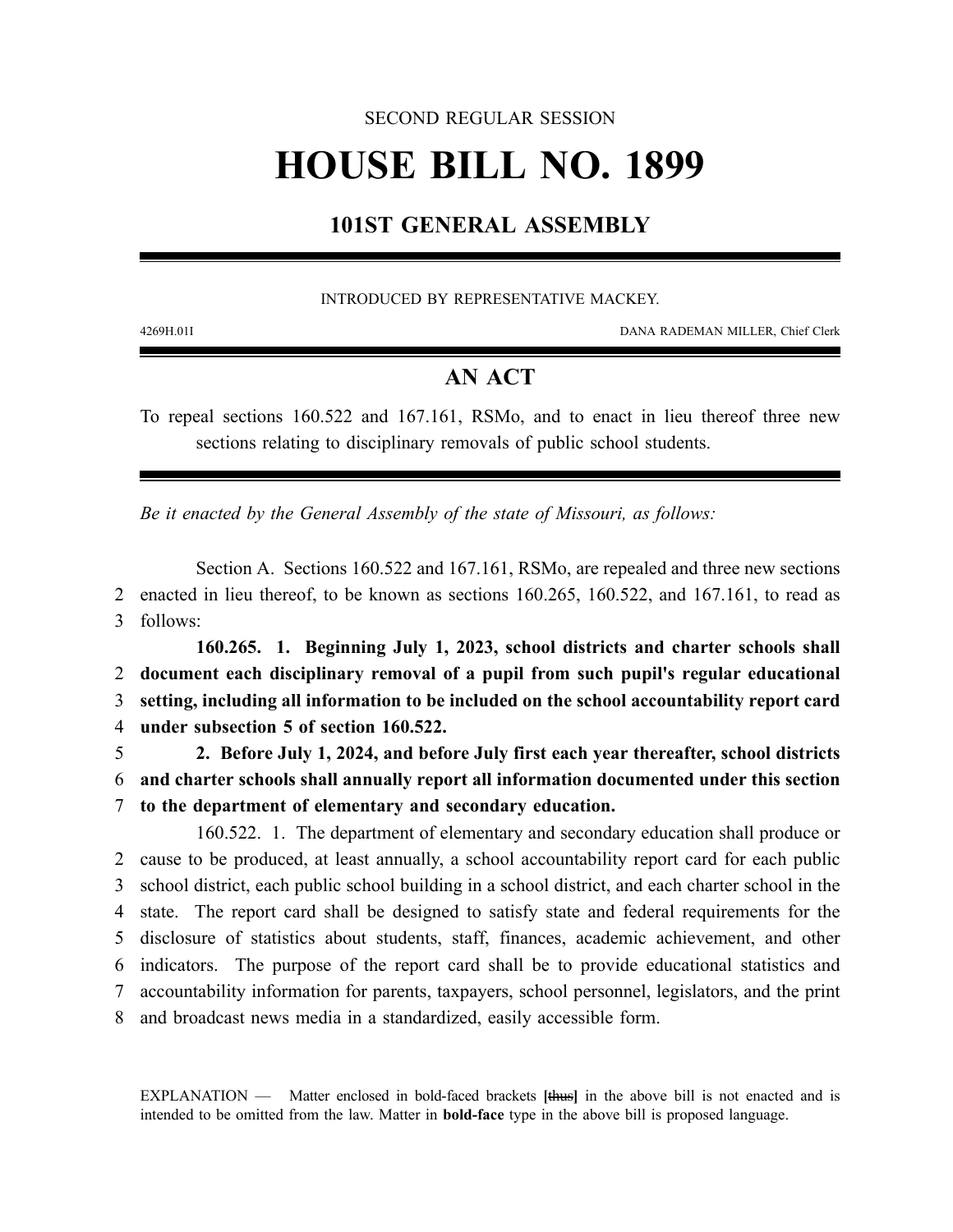SECOND REGULAR SESSION

# HOUSE BILL NO. 1899

## 101ST GENERAL ASSEMBLY

INTRODUCED BY REPRESENTATIVE MACKEY.

4269H.01I DANA RADEMAN MILLER, Chief Clerk

## AN ACT

To repeal sections 160.522 and 167.161, RSMo, and to enact in lieu thereof three new sections relating to disciplinary removals of public school students.

*Be it enacted by the General Assembly of the state of Missouri, as follows:*

Section A. Sections 160.522 and 167.161, RSMo, are repealed and three new sections enacted in lieu thereof, to be known as sections 160.265, 160.522, and 167.161, to read as follows:

**160.265. 1. Beginning July 1, 2023, school districts and charter schools shall document each disciplinary removal of a pupil from such pupil's regular educational setting, including all information to be included on the school accountability report card under subsection 5 of section 160.522.**

**2. Before July 1, 2024, and before July first each year thereafter, school districts and charter schools shall annually report all information documented under this section to the department of elementary and secondary education.**

160.522. 1. The department of elementary and secondary education shall produce or cause to be produced, at least annually, a school accountability report card for each public school district, each public school building in a school district, and each charter school in the state. The report card shall be designed to satisfy state and federal requirements for the disclosure of statistics about students, staff, finances, academic achievement, and other indicators. The purpose of the report card shall be to provide educational statistics and accountability information for parents, taxpayers, school personnel, legislators, and the print and broadcast news media in a standardized, easily accessible form.

EXPLANATION — Matter enclosed in bold-faced brackets **[**thus**]** in the above bill is not enacted and is intended to be omitted from the law. Matter in **bold-face** type in the above bill is proposed language.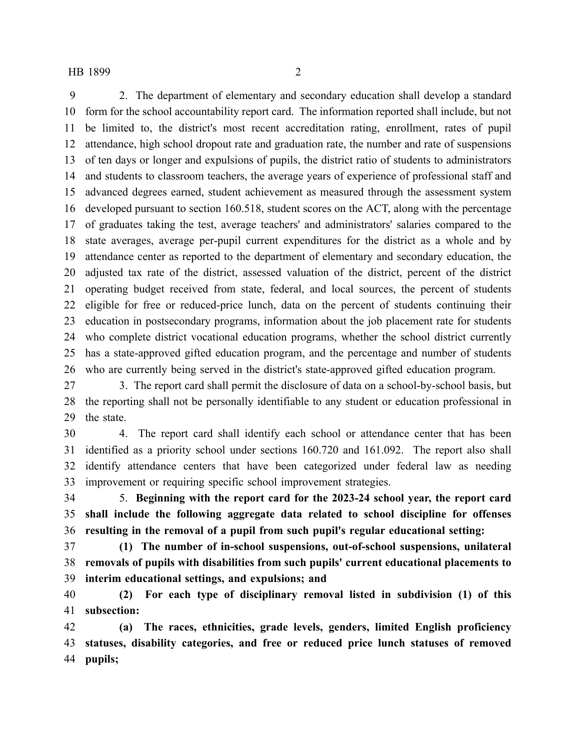2. The department of elementary and secondary education shall develop a standard form for the school accountability report card. The information reported shall include, but not be limited to, the district's most recent accreditation rating, enrollment, rates of pupil attendance, high school dropout rate and graduation rate, the number and rate of suspensions of ten days or longer and expulsions of pupils, the district ratio of students to administrators and students to classroom teachers, the average years of experience of professional staff and advanced degrees earned, student achievement as measured through the assessment system developed pursuant to section 160.518, student scores on the ACT, along with the percentage of graduates taking the test, average teachers' and administrators' salaries compared to the state averages, average per-pupil current expenditures for the district as a whole and by attendance center as reported to the department of elementary and secondary education, the adjusted tax rate of the district, assessed valuation of the district, percent of the district operating budget received from state, federal, and local sources, the percent of students eligible for free or reduced-price lunch, data on the percent of students continuing their education in postsecondary programs, information about the job placement rate for students who complete district vocational education programs, whether the school district currently has a state-approved gifted education program, and the percentage and number of students who are currently being served in the district's state-approved gifted education program.

3. The report card shall permit the disclosure of data on a school-by-school basis, but the reporting shall not be personally identifiable to any student or education professional in the state.

4. The report card shall identify each school or attendance center that has been identified as a priority school under sections 160.720 and 161.092. The report also shall identify attendance centers that have been categorized under federal law as needing improvement or requiring specific school improvement strategies.

5. **Beginning with the report card for the 2023-24 school year, the report card shall include the following aggregate data related to school discipline for offenses resulting in the removal of a pupil from such pupil's regular educational setting:**

**(1) The number of in-school suspensions, out-of-school suspensions, unilateral removals of pupils with disabilities from such pupils' current educational placements to interim educational settings, and expulsions; and**

**(2) For each type of disciplinary removal listed in subdivision (1) of this subsection:**

**(a) The races, ethnicities, grade levels, genders, limited English proficiency statuses, disability categories, and free or reduced price lunch statuses of removed pupils;**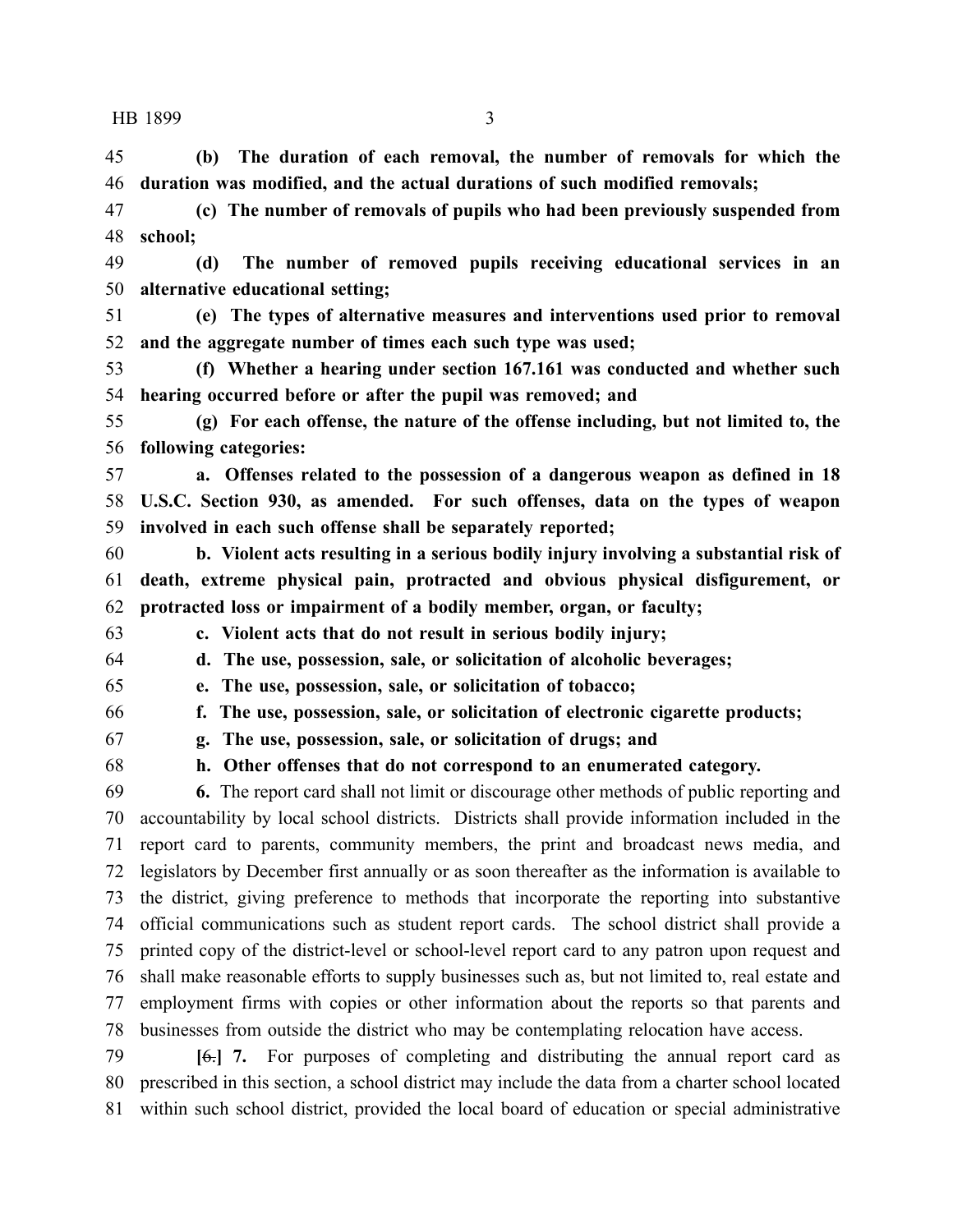**(b) The duration of each removal, the number of removals for which the duration was modified, and the actual durations of such modified removals;**

**(c) The number of removals of pupils who had been previously suspended from school;**

**(d) The number of removed pupils receiving educational services in an alternative educational setting;**

**(e) The types of alternative measures and interventions used prior to removal and the aggregate number of times each such type was used;**

**(f) Whether a hearing under section 167.161 was conducted and whether such hearing occurred before or after the pupil was removed; and**

**(g) For each offense, the nature of the offense including, but not limited to, the following categories:**

**a. Offenses related to the possession of a dangerous weapon as defined in 18 U.S.C. Section 930, as amended. For such offenses, data on the types of weapon involved in each such offense shall be separately reported;**

**b. Violent acts resulting in a serious bodily injury involving a substantial risk of death, extreme physical pain, protracted and obvious physical disfigurement, or protracted loss or impairment of a bodily member, organ, or faculty;**

**c. Violent acts that do not result in serious bodily injury;**

**d. The use, possession, sale, or solicitation of alcoholic beverages;**

**e. The use, possession, sale, or solicitation of tobacco;**

**f. The use, possession, sale, or solicitation of electronic cigarette products;**

**g. The use, possession, sale, or solicitation of drugs; and**

**h. Other offenses that do not correspond to an enumerated category.**

**6.** The report card shall not limit or discourage other methods of public reporting and accountability by local school districts. Districts shall provide information included in the report card to parents, community members, the print and broadcast news media, and legislators by December first annually or as soon thereafter as the information is available to the district, giving preference to methods that incorporate the reporting into substantive official communications such as student report cards. The school district shall provide a printed copy of the district-level or school-level report card to any patron upon request and shall make reasonable efforts to supply businesses such as, but not limited to, real estate and employment firms with copies or other information about the reports so that parents and businesses from outside the district who may be contemplating relocation have access.

**[~~6.~~] 7.** For purposes of completing and distributing the annual report card as prescribed in this section, a school district may include the data from a charter school located within such school district, provided the local board of education or special administrative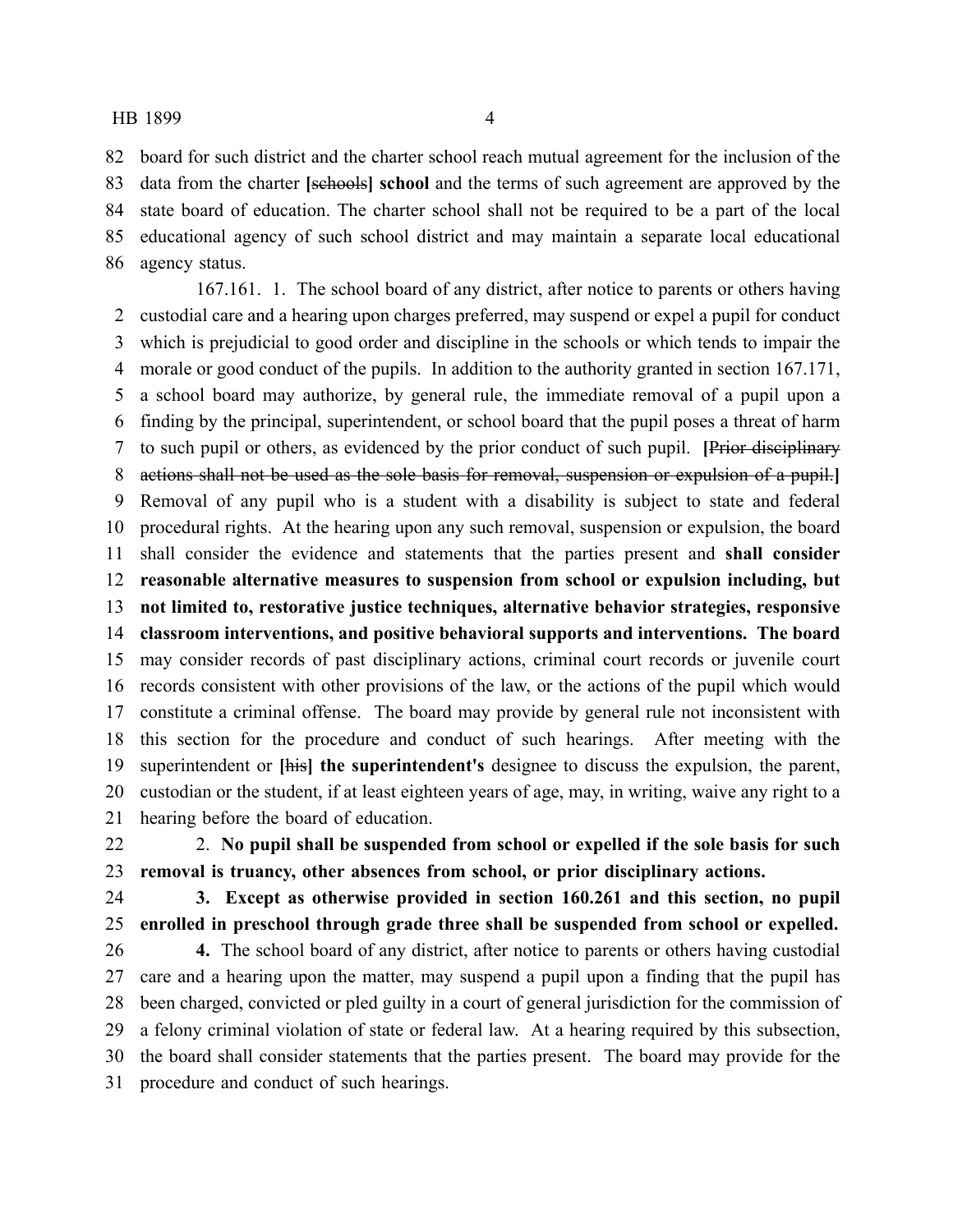board for such district and the charter school reach mutual agreement for the inclusion of the data from the charter [~~schools~~] **school** and the terms of such agreement are approved by the state board of education. The charter school shall not be required to be a part of the local educational agency of such school district and may maintain a separate local educational agency status.

167.161. 1. The school board of any district, after notice to parents or others having custodial care and a hearing upon charges preferred, may suspend or expel a pupil for conduct which is prejudicial to good order and discipline in the schools or which tends to impair the morale or good conduct of the pupils. In addition to the authority granted in section 167.171, a school board may authorize, by general rule, the immediate removal of a pupil upon a finding by the principal, superintendent, or school board that the pupil poses a threat of harm to such pupil or others, as evidenced by the prior conduct of such pupil. **[**~~Prior disciplinary actions shall not be used as the sole basis for removal, suspension or expulsion of a pupil.~~**]** Removal of any pupil who is a student with a disability is subject to state and federal procedural rights. At the hearing upon any such removal, suspension or expulsion, the board shall consider the evidence and statements that the parties present and **shall consider reasonable alternative measures to suspension from school or expulsion including, but not limited to, restorative justice techniques, alternative behavior strategies, responsive classroom interventions, and positive behavioral supports and interventions. The board** may consider records of past disciplinary actions, criminal court records or juvenile court records consistent with other provisions of the law, or the actions of the pupil which would constitute a criminal offense. The board may provide by general rule not inconsistent with this section for the procedure and conduct of such hearings. After meeting with the superintendent or **[**~~his~~**] the superintendent's** designee to discuss the expulsion, the parent, custodian or the student, if at least eighteen years of age, may, in writing, waive any right to a hearing before the board of education.

2. **No pupil shall be suspended from school or expelled if the sole basis for such removal is truancy, other absences from school, or prior disciplinary actions.**

**3. Except as otherwise provided in section 160.261 and this section, no pupil enrolled in preschool through grade three shall be suspended from school or expelled.**

**4.** The school board of any district, after notice to parents or others having custodial care and a hearing upon the matter, may suspend a pupil upon a finding that the pupil has been charged, convicted or pled guilty in a court of general jurisdiction for the commission of a felony criminal violation of state or federal law. At a hearing required by this subsection, the board shall consider statements that the parties present. The board may provide for the procedure and conduct of such hearings.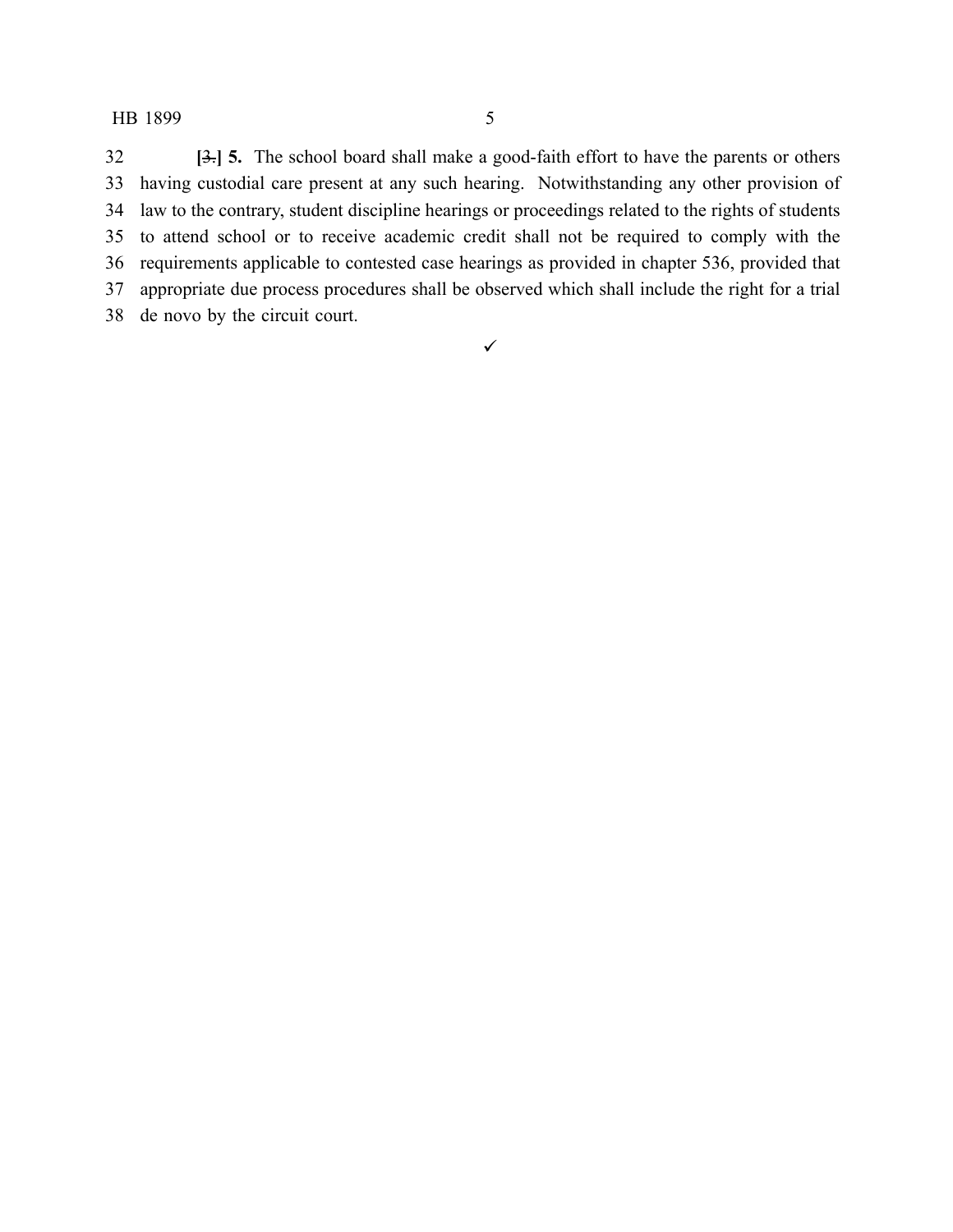[~~3.~~] **5.** The school board shall make a good-faith effort to have the parents or others having custodial care present at any such hearing. Notwithstanding any other provision of law to the contrary, student discipline hearings or proceedings related to the rights of students to attend school or to receive academic credit shall not be required to comply with the requirements applicable to contested case hearings as provided in chapter 536, provided that appropriate due process procedures shall be observed which shall include the right for a trial de novo by the circuit court.

✓